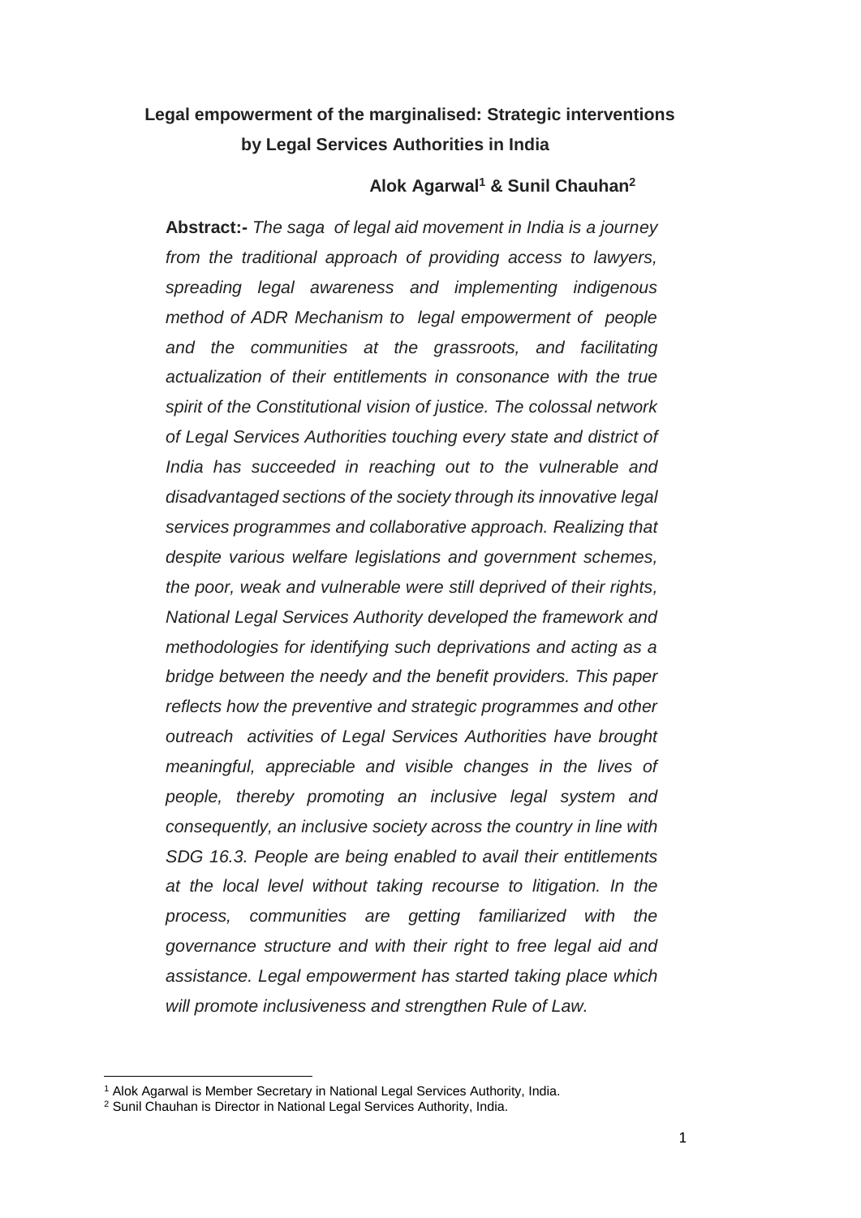# Legal empowerment of the marginalised: Strategic interventions by Legal Services Authorities in India

**Alok Agarwal[1] & Sunil Chauhan[2]**

**Abstract:-** *The saga of legal aid movement in India is a journey from the traditional approach of providing access to lawyers, spreading legal awareness and implementing indigenous method of ADR Mechanism to legal empowerment of people and the communities at the grassroots, and facilitating actualization of their entitlements in consonance with the true spirit of the Constitutional vision of justice. The colossal network of Legal Services Authorities touching every state and district of India has succeeded in reaching out to the vulnerable and disadvantaged sections of the society through its innovative legal services programmes and collaborative approach. Realizing that despite various welfare legislations and government schemes, the poor, weak and vulnerable were still deprived of their rights, National Legal Services Authority developed the framework and methodologies for identifying such deprivations and acting as a bridge between the needy and the benefit providers. This paper reflects how the preventive and strategic programmes and other outreach activities of Legal Services Authorities have brought meaningful, appreciable and visible changes in the lives of people, thereby promoting an inclusive legal system and consequently, an inclusive society across the country in line with SDG 16.3. People are being enabled to avail their entitlements at the local level without taking recourse to litigation. In the process, communities are getting familiarized with the governance structure and with their right to free legal aid and assistance. Legal empowerment has started taking place which will promote inclusiveness and strengthen Rule of Law.*

---

[1] Alok Agarwal is Member Secretary in National Legal Services Authority, India.

[2] Sunil Chauhan is Director in National Legal Services Authority, India.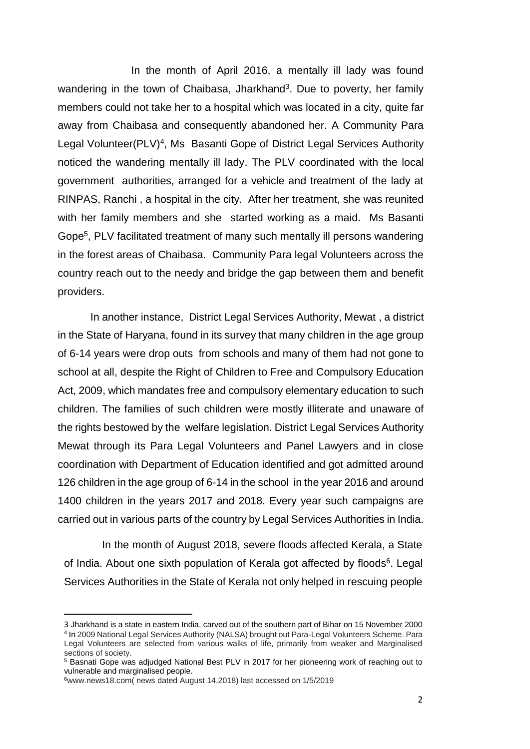In the month of April 2016, a mentally ill lady was found wandering in the town of Chaibasa, Jharkhand[3]. Due to poverty, her family members could not take her to a hospital which was located in a city, quite far away from Chaibasa and consequently abandoned her. A Community Para Legal Volunteer(PLV)[4], Ms Basanti Gope of District Legal Services Authority noticed the wandering mentally ill lady. The PLV coordinated with the local government authorities, arranged for a vehicle and treatment of the lady at RINPAS, Ranchi , a hospital in the city. After her treatment, she was reunited with her family members and she started working as a maid. Ms Basanti Gope[5], PLV facilitated treatment of many such mentally ill persons wandering in the forest areas of Chaibasa. Community Para legal Volunteers across the country reach out to the needy and bridge the gap between them and benefit providers.

In another instance, District Legal Services Authority, Mewat , a district in the State of Haryana, found in its survey that many children in the age group of 6-14 years were drop outs from schools and many of them had not gone to school at all, despite the Right of Children to Free and Compulsory Education Act, 2009, which mandates free and compulsory elementary education to such children. The families of such children were mostly illiterate and unaware of the rights bestowed by the welfare legislation. District Legal Services Authority Mewat through its Para Legal Volunteers and Panel Lawyers and in close coordination with Department of Education identified and got admitted around 126 children in the age group of 6-14 in the school in the year 2016 and around 1400 children in the years 2017 and 2018. Every year such campaigns are carried out in various parts of the country by Legal Services Authorities in India.

In the month of August 2018, severe floods affected Kerala, a State of India. About one sixth population of Kerala got affected by floods[6]. Legal Services Authorities in the State of Kerala not only helped in rescuing people

---

3 Jharkhand is a state in eastern India, carved out of the southern part of Bihar on 15 November 2000

4 In 2009 National Legal Services Authority (NALSA) brought out Para-Legal Volunteers Scheme. Para Legal Volunteers are selected from various walks of life, primarily from weaker and Marginalised sections of society.

5 Basnati Gope was adjudged National Best PLV in 2017 for her pioneering work of reaching out to vulnerable and marginalised people.

6 www.news18.com( news dated August 14,2018) last accessed on 1/5/2019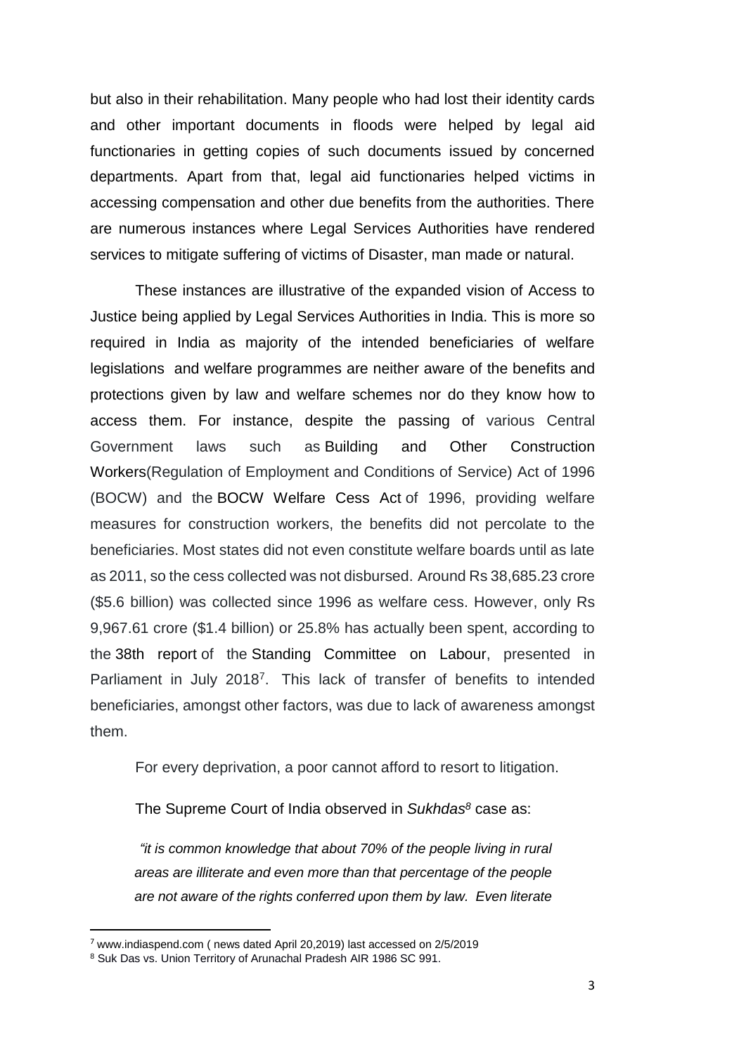but also in their rehabilitation. Many people who had lost their identity cards and other important documents in floods were helped by legal aid functionaries in getting copies of such documents issued by concerned departments. Apart from that, legal aid functionaries helped victims in accessing compensation and other due benefits from the authorities. There are numerous instances where Legal Services Authorities have rendered services to mitigate suffering of victims of Disaster, man made or natural.

These instances are illustrative of the expanded vision of Access to Justice being applied by Legal Services Authorities in India. This is more so required in India as majority of the intended beneficiaries of welfare legislations and welfare programmes are neither aware of the benefits and protections given by law and welfare schemes nor do they know how to access them. For instance, despite the passing of various Central Government laws such as Building and Other Construction Workers(Regulation of Employment and Conditions of Service) Act of 1996 (BOCW) and the BOCW Welfare Cess Act of 1996, providing welfare measures for construction workers, the benefits did not percolate to the beneficiaries. Most states did not even constitute welfare boards until as late as 2011, so the cess collected was not disbursed. Around Rs 38,685.23 crore ($5.6 billion) was collected since 1996 as welfare cess. However, only Rs 9,967.61 crore ($1.4 billion) or 25.8% has actually been spent, according to the 38th report of the Standing Committee on Labour, presented in Parliament in July 2018[7]. This lack of transfer of benefits to intended beneficiaries, amongst other factors, was due to lack of awareness amongst them.

For every deprivation, a poor cannot afford to resort to litigation.

The Supreme Court of India observed in *Sukhdas*[8] case as:

> *"it is common knowledge that about 70% of the people living in rural areas are illiterate and even more than that percentage of the people are not aware of the rights conferred upon them by law. Even literate*

---

[7] www.indiaspend.com ( news dated April 20,2019) last accessed on 2/5/2019

[8] Suk Das vs. Union Territory of Arunachal Pradesh AIR 1986 SC 991.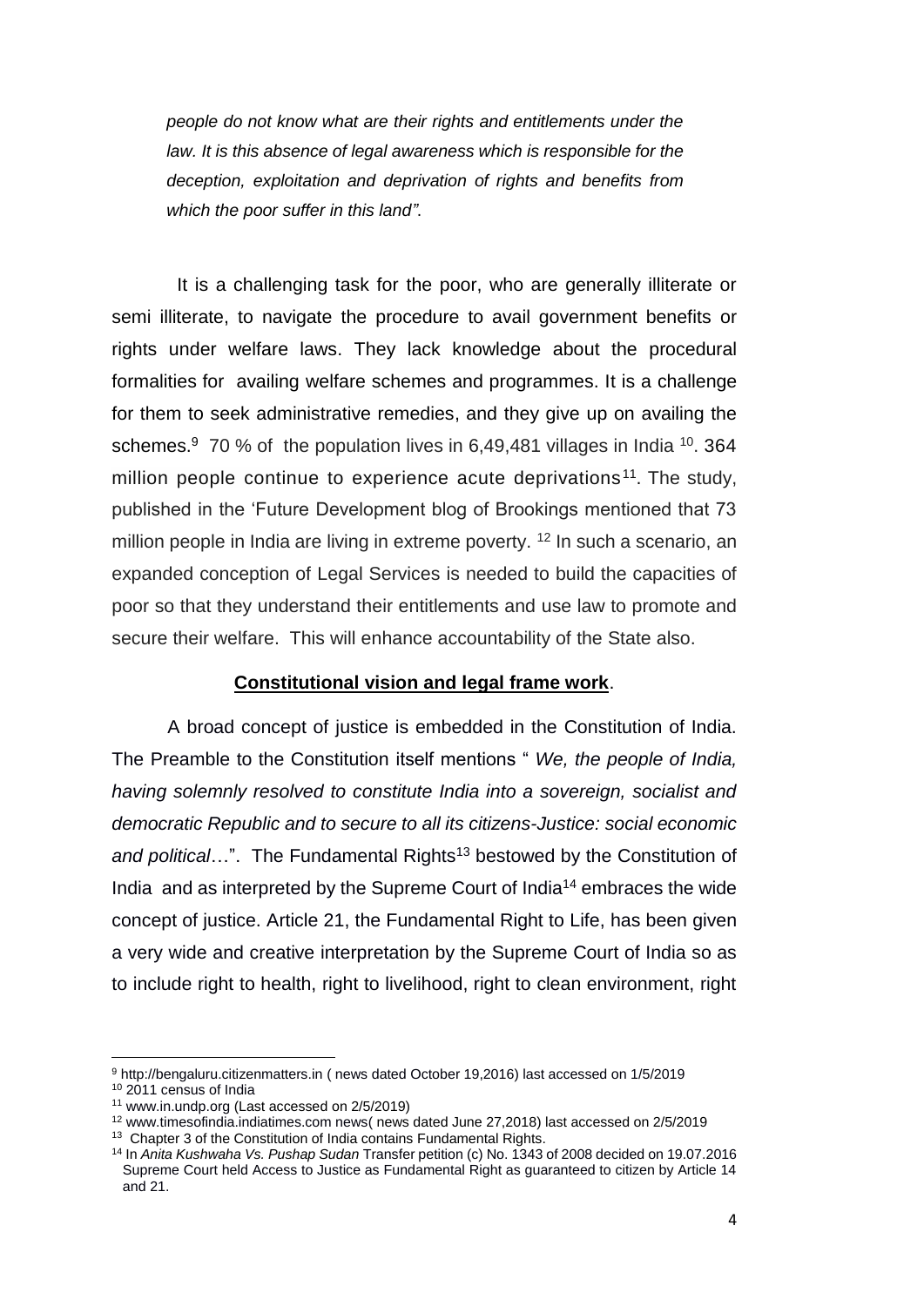*people do not know what are their rights and entitlements under the law. It is this absence of legal awareness which is responsible for the deception, exploitation and deprivation of rights and benefits from which the poor suffer in this land"*.

It is a challenging task for the poor, who are generally illiterate or semi illiterate, to navigate the procedure to avail government benefits or rights under welfare laws. They lack knowledge about the procedural formalities for availing welfare schemes and programmes. It is a challenge for them to seek administrative remedies, and they give up on availing the schemes.[9] 70 % of the population lives in 6,49,481 villages in India [10]. 364 million people continue to experience acute deprivations[11]. The study, published in the 'Future Development blog of Brookings mentioned that 73 million people in India are living in extreme poverty. [12] In such a scenario, an expanded conception of Legal Services is needed to build the capacities of poor so that they understand their entitlements and use law to promote and secure their welfare. This will enhance accountability of the State also.

## **Constitutional vision and legal frame work**.

A broad concept of justice is embedded in the Constitution of India. The Preamble to the Constitution itself mentions " *We, the people of India, having solemnly resolved to constitute India into a sovereign, socialist and democratic Republic and to secure to all its citizens-Justice: social economic and political*…". The Fundamental Rights[13] bestowed by the Constitution of India and as interpreted by the Supreme Court of India[14] embraces the wide concept of justice. Article 21, the Fundamental Right to Life, has been given a very wide and creative interpretation by the Supreme Court of India so as to include right to health, right to livelihood, right to clean environment, right

---

[9] http://bengaluru.citizenmatters.in ( news dated October 19,2016) last accessed on 1/5/2019

[10] 2011 census of India

[11] www.in.undp.org (Last accessed on 2/5/2019)

[12] www.timesofindia.indiatimes.com news( news dated June 27,2018) last accessed on 2/5/2019

[13] Chapter 3 of the Constitution of India contains Fundamental Rights.

[14] In *Anita Kushwaha Vs. Pushap Sudan* Transfer petition (c) No. 1343 of 2008 decided on 19.07.2016 Supreme Court held Access to Justice as Fundamental Right as guaranteed to citizen by Article 14 and 21.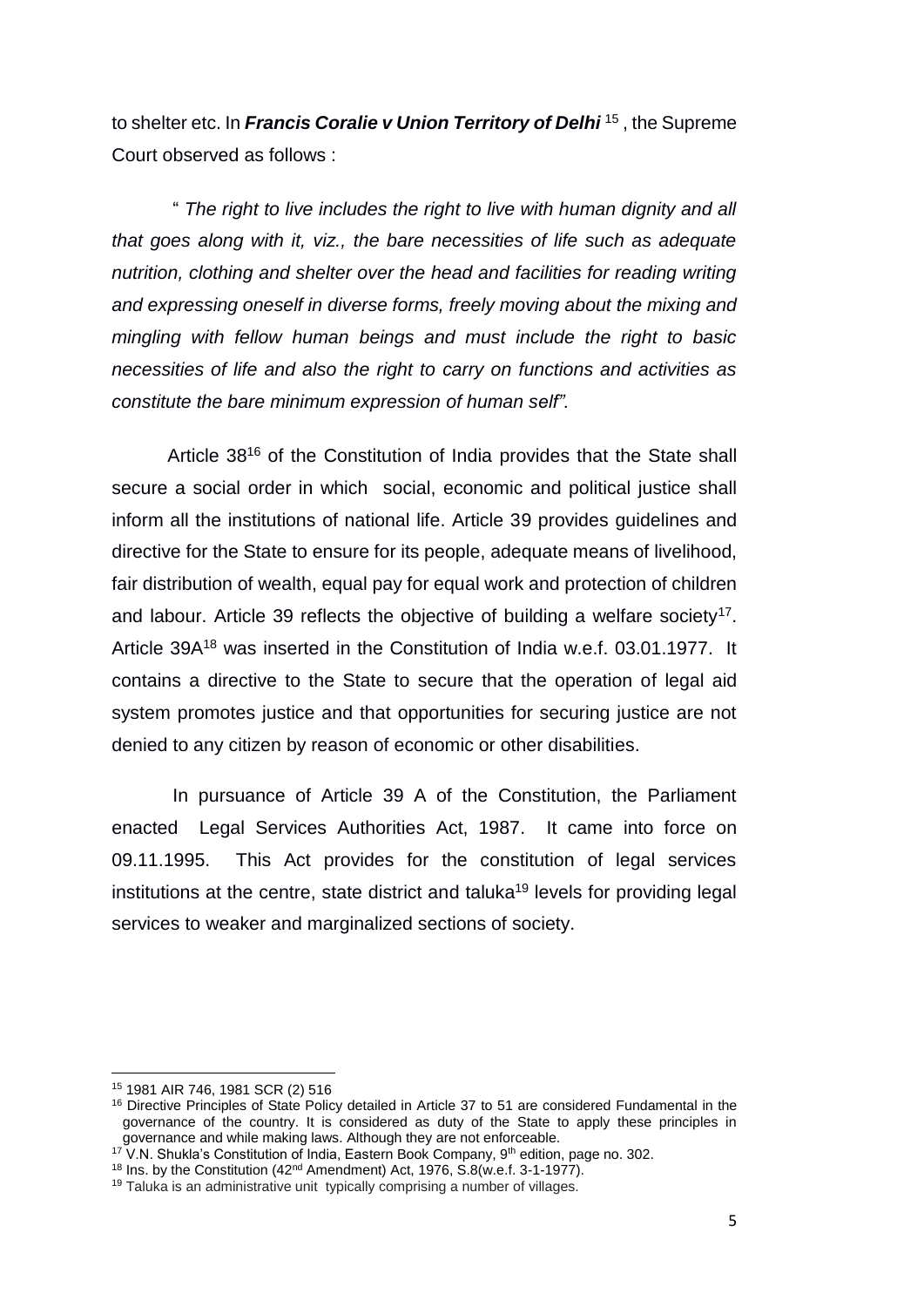to shelter etc. In ***Francis Coralie v Union Territory of Delhi*** [15] , the Supreme Court observed as follows :

> " *The right to live includes the right to live with human dignity and all that goes along with it, viz., the bare necessities of life such as adequate nutrition, clothing and shelter over the head and facilities for reading writing and expressing oneself in diverse forms, freely moving about the mixing and mingling with fellow human beings and must include the right to basic necessities of life and also the right to carry on functions and activities as constitute the bare minimum expression of human self".*

Article 38[16] of the Constitution of India provides that the State shall secure a social order in which social, economic and political justice shall inform all the institutions of national life. Article 39 provides guidelines and directive for the State to ensure for its people, adequate means of livelihood, fair distribution of wealth, equal pay for equal work and protection of children and labour. Article 39 reflects the objective of building a welfare society[17]. Article 39A[18] was inserted in the Constitution of India w.e.f. 03.01.1977. It contains a directive to the State to secure that the operation of legal aid system promotes justice and that opportunities for securing justice are not denied to any citizen by reason of economic or other disabilities.

In pursuance of Article 39 A of the Constitution, the Parliament enacted Legal Services Authorities Act, 1987. It came into force on 09.11.1995. This Act provides for the constitution of legal services institutions at the centre, state district and taluka[19] levels for providing legal services to weaker and marginalized sections of society.

---

[15] 1981 AIR 746, 1981 SCR (2) 516

[16] Directive Principles of State Policy detailed in Article 37 to 51 are considered Fundamental in the governance of the country. It is considered as duty of the State to apply these principles in governance and while making laws. Although they are not enforceable.

[17] V.N. Shukla's Constitution of India, Eastern Book Company, 9th edition, page no. 302.

[18] Ins. by the Constitution (42nd Amendment) Act, 1976, S.8(w.e.f. 3-1-1977).

[19] Taluka is an administrative unit typically comprising a number of villages.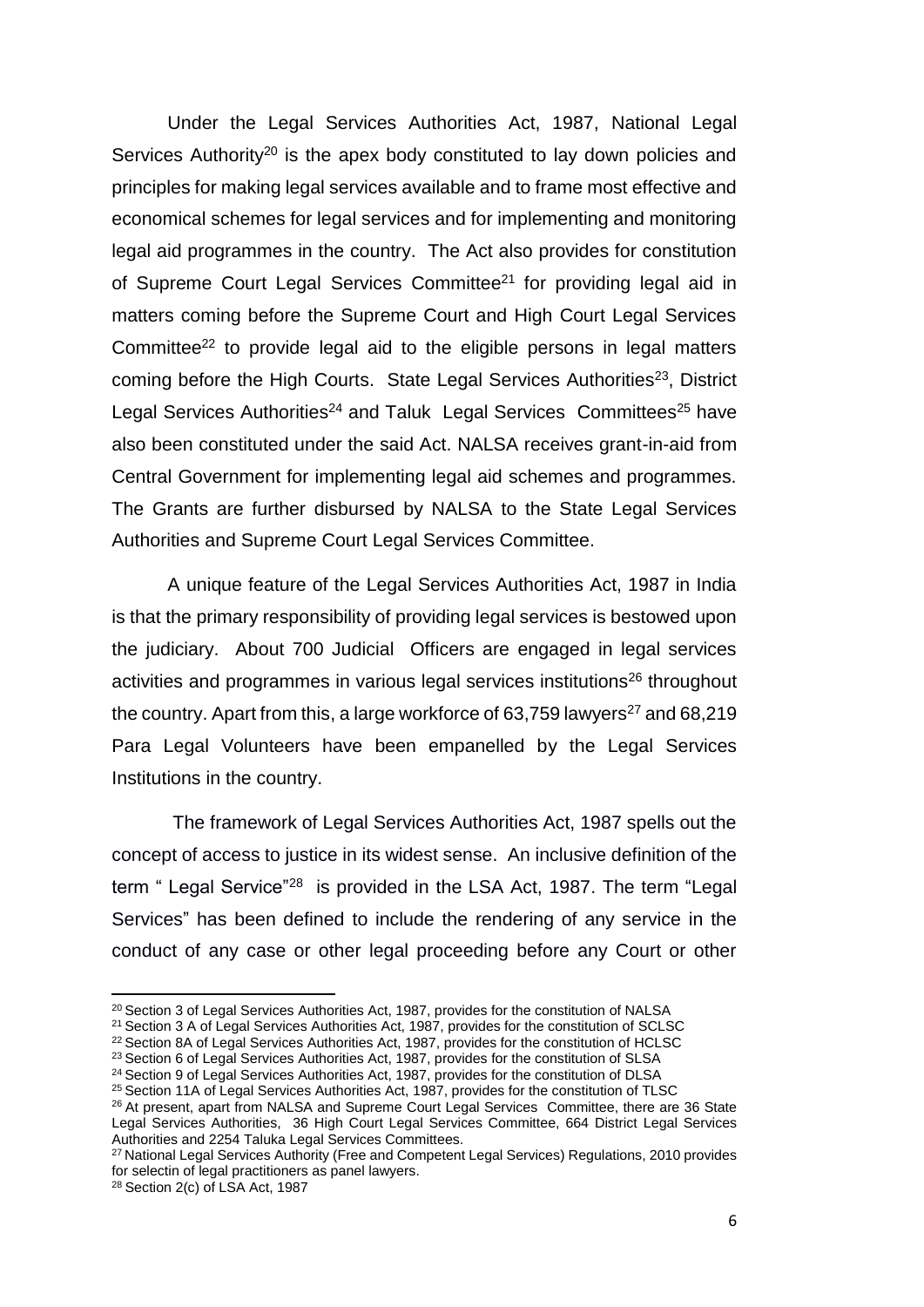Under the Legal Services Authorities Act, 1987, National Legal Services Authority[20] is the apex body constituted to lay down policies and principles for making legal services available and to frame most effective and economical schemes for legal services and for implementing and monitoring legal aid programmes in the country. The Act also provides for constitution of Supreme Court Legal Services Committee[21] for providing legal aid in matters coming before the Supreme Court and High Court Legal Services Committee[22] to provide legal aid to the eligible persons in legal matters coming before the High Courts. State Legal Services Authorities[23], District Legal Services Authorities[24] and Taluk Legal Services Committees[25] have also been constituted under the said Act. NALSA receives grant-in-aid from Central Government for implementing legal aid schemes and programmes. The Grants are further disbursed by NALSA to the State Legal Services Authorities and Supreme Court Legal Services Committee.

A unique feature of the Legal Services Authorities Act, 1987 in India is that the primary responsibility of providing legal services is bestowed upon the judiciary. About 700 Judicial Officers are engaged in legal services activities and programmes in various legal services institutions[26] throughout the country. Apart from this, a large workforce of 63,759 lawyers[27] and 68,219 Para Legal Volunteers have been empanelled by the Legal Services Institutions in the country.

The framework of Legal Services Authorities Act, 1987 spells out the concept of access to justice in its widest sense. An inclusive definition of the term " Legal Service"[28] is provided in the LSA Act, 1987. The term "Legal Services" has been defined to include the rendering of any service in the conduct of any case or other legal proceeding before any Court or other

---

[20] Section 3 of Legal Services Authorities Act, 1987, provides for the constitution of NALSA

[21] Section 3 A of Legal Services Authorities Act, 1987, provides for the constitution of SCLSC

[22] Section 8A of Legal Services Authorities Act, 1987, provides for the constitution of HCLSC

[23] Section 6 of Legal Services Authorities Act, 1987, provides for the constitution of SLSA

[24] Section 9 of Legal Services Authorities Act, 1987, provides for the constitution of DLSA

[25] Section 11A of Legal Services Authorities Act, 1987, provides for the constitution of TLSC

[26] At present, apart from NALSA and Supreme Court Legal Services Committee, there are 36 State Legal Services Authorities, 36 High Court Legal Services Committee, 664 District Legal Services Authorities and 2254 Taluka Legal Services Committees.

[27] National Legal Services Authority (Free and Competent Legal Services) Regulations, 2010 provides for selectin of legal practitioners as panel lawyers.

[28] Section 2(c) of LSA Act, 1987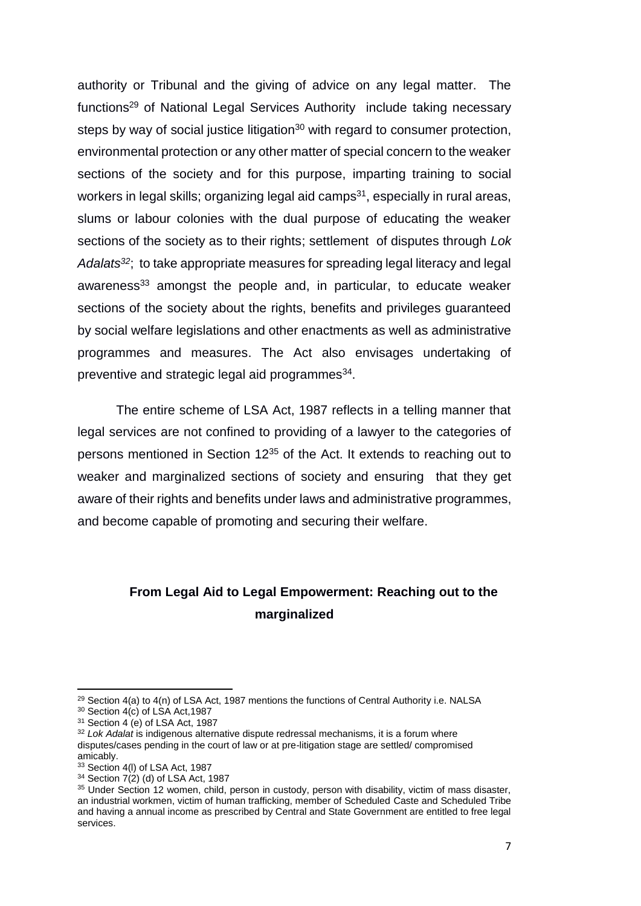authority or Tribunal and the giving of advice on any legal matter. The functions[29] of National Legal Services Authority include taking necessary steps by way of social justice litigation[30] with regard to consumer protection, environmental protection or any other matter of special concern to the weaker sections of the society and for this purpose, imparting training to social workers in legal skills; organizing legal aid camps[31], especially in rural areas, slums or labour colonies with the dual purpose of educating the weaker sections of the society as to their rights; settlement of disputes through *Lok Adalats*[32]; to take appropriate measures for spreading legal literacy and legal awareness[33] amongst the people and, in particular, to educate weaker sections of the society about the rights, benefits and privileges guaranteed by social welfare legislations and other enactments as well as administrative programmes and measures. The Act also envisages undertaking of preventive and strategic legal aid programmes[34].

The entire scheme of LSA Act, 1987 reflects in a telling manner that legal services are not confined to providing of a lawyer to the categories of persons mentioned in Section 12[35] of the Act. It extends to reaching out to weaker and marginalized sections of society and ensuring that they get aware of their rights and benefits under laws and administrative programmes, and become capable of promoting and securing their welfare.

## From Legal Aid to Legal Empowerment: Reaching out to the marginalized

---

[29] Section 4(a) to 4(n) of LSA Act, 1987 mentions the functions of Central Authority i.e. NALSA

[30] Section 4(c) of LSA Act,1987

[31] Section 4 (e) of LSA Act, 1987

[32] *Lok Adalat* is indigenous alternative dispute redressal mechanisms, it is a forum where disputes/cases pending in the court of law or at pre-litigation stage are settled/ compromised amicably.

[33] Section 4(l) of LSA Act, 1987

[34] Section 7(2) (d) of LSA Act, 1987

[35] Under Section 12 women, child, person in custody, person with disability, victim of mass disaster, an industrial workmen, victim of human trafficking, member of Scheduled Caste and Scheduled Tribe and having a annual income as prescribed by Central and State Government are entitled to free legal services.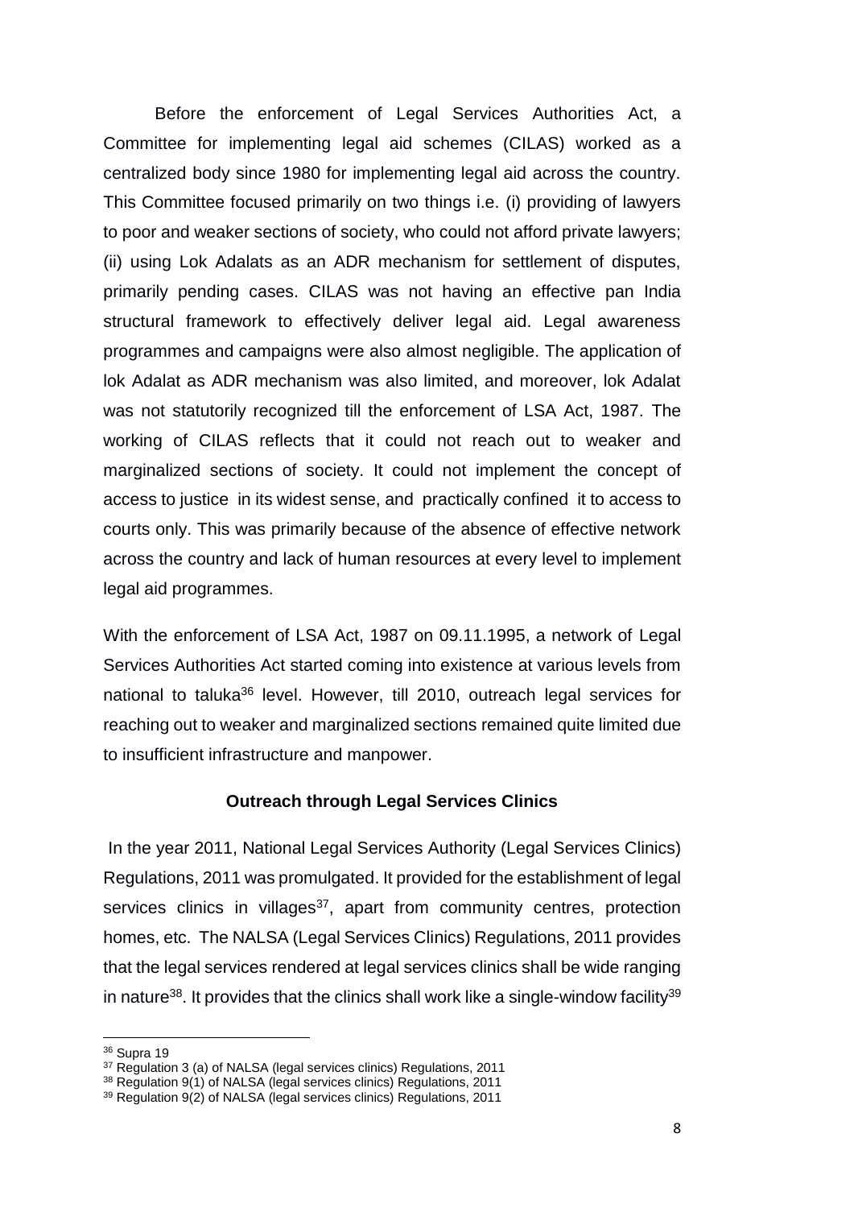Before the enforcement of Legal Services Authorities Act, a Committee for implementing legal aid schemes (CILAS) worked as a centralized body since 1980 for implementing legal aid across the country. This Committee focused primarily on two things i.e. (i) providing of lawyers to poor and weaker sections of society, who could not afford private lawyers; (ii) using Lok Adalats as an ADR mechanism for settlement of disputes, primarily pending cases. CILAS was not having an effective pan India structural framework to effectively deliver legal aid. Legal awareness programmes and campaigns were also almost negligible. The application of lok Adalat as ADR mechanism was also limited, and moreover, lok Adalat was not statutorily recognized till the enforcement of LSA Act, 1987. The working of CILAS reflects that it could not reach out to weaker and marginalized sections of society. It could not implement the concept of access to justice in its widest sense, and practically confined it to access to courts only. This was primarily because of the absence of effective network across the country and lack of human resources at every level to implement legal aid programmes.

With the enforcement of LSA Act, 1987 on 09.11.1995, a network of Legal Services Authorities Act started coming into existence at various levels from national to taluka[36] level. However, till 2010, outreach legal services for reaching out to weaker and marginalized sections remained quite limited due to insufficient infrastructure and manpower.

**Outreach through Legal Services Clinics**

In the year 2011, National Legal Services Authority (Legal Services Clinics) Regulations, 2011 was promulgated. It provided for the establishment of legal services clinics in villages[37], apart from community centres, protection homes, etc. The NALSA (Legal Services Clinics) Regulations, 2011 provides that the legal services rendered at legal services clinics shall be wide ranging in nature[38]. It provides that the clinics shall work like a single-window facility[39]

---

[36] Supra 19

[37] Regulation 3 (a) of NALSA (legal services clinics) Regulations, 2011

[38] Regulation 9(1) of NALSA (legal services clinics) Regulations, 2011

[39] Regulation 9(2) of NALSA (legal services clinics) Regulations, 2011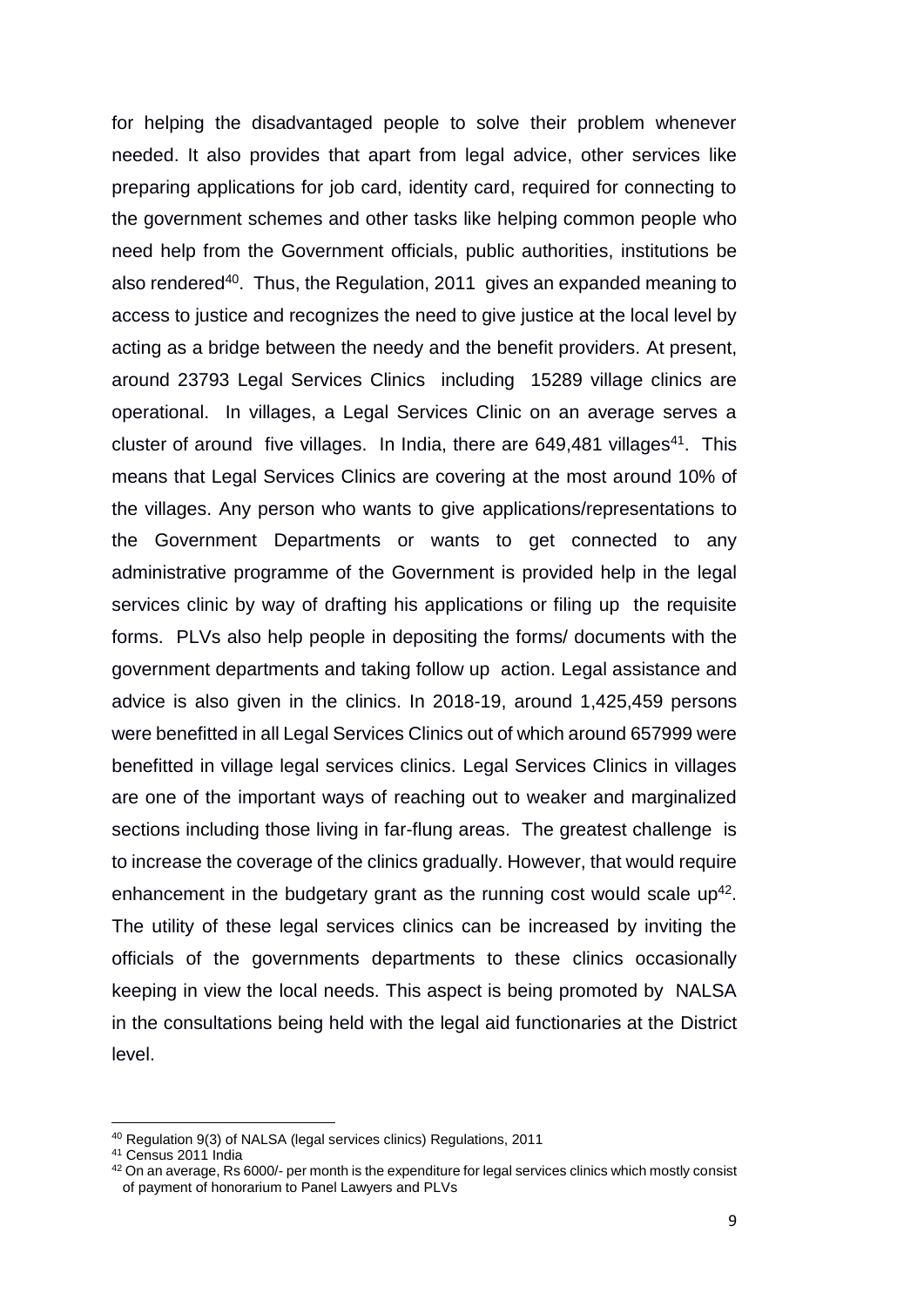for helping the disadvantaged people to solve their problem whenever needed. It also provides that apart from legal advice, other services like preparing applications for job card, identity card, required for connecting to the government schemes and other tasks like helping common people who need help from the Government officials, public authorities, institutions be also rendered[40]. Thus, the Regulation, 2011 gives an expanded meaning to access to justice and recognizes the need to give justice at the local level by acting as a bridge between the needy and the benefit providers. At present, around 23793 Legal Services Clinics including 15289 village clinics are operational. In villages, a Legal Services Clinic on an average serves a cluster of around five villages. In India, there are 649,481 villages[41]. This means that Legal Services Clinics are covering at the most around 10% of the villages. Any person who wants to give applications/representations to the Government Departments or wants to get connected to any administrative programme of the Government is provided help in the legal services clinic by way of drafting his applications or filing up the requisite forms. PLVs also help people in depositing the forms/ documents with the government departments and taking follow up action. Legal assistance and advice is also given in the clinics. In 2018-19, around 1,425,459 persons were benefitted in all Legal Services Clinics out of which around 657999 were benefitted in village legal services clinics. Legal Services Clinics in villages are one of the important ways of reaching out to weaker and marginalized sections including those living in far-flung areas. The greatest challenge is to increase the coverage of the clinics gradually. However, that would require enhancement in the budgetary grant as the running cost would scale up[42]. The utility of these legal services clinics can be increased by inviting the officials of the governments departments to these clinics occasionally keeping in view the local needs. This aspect is being promoted by NALSA in the consultations being held with the legal aid functionaries at the District level.

---

[40] Regulation 9(3) of NALSA (legal services clinics) Regulations, 2011

[41] Census 2011 India

[42] On an average, Rs 6000/- per month is the expenditure for legal services clinics which mostly consist of payment of honorarium to Panel Lawyers and PLVs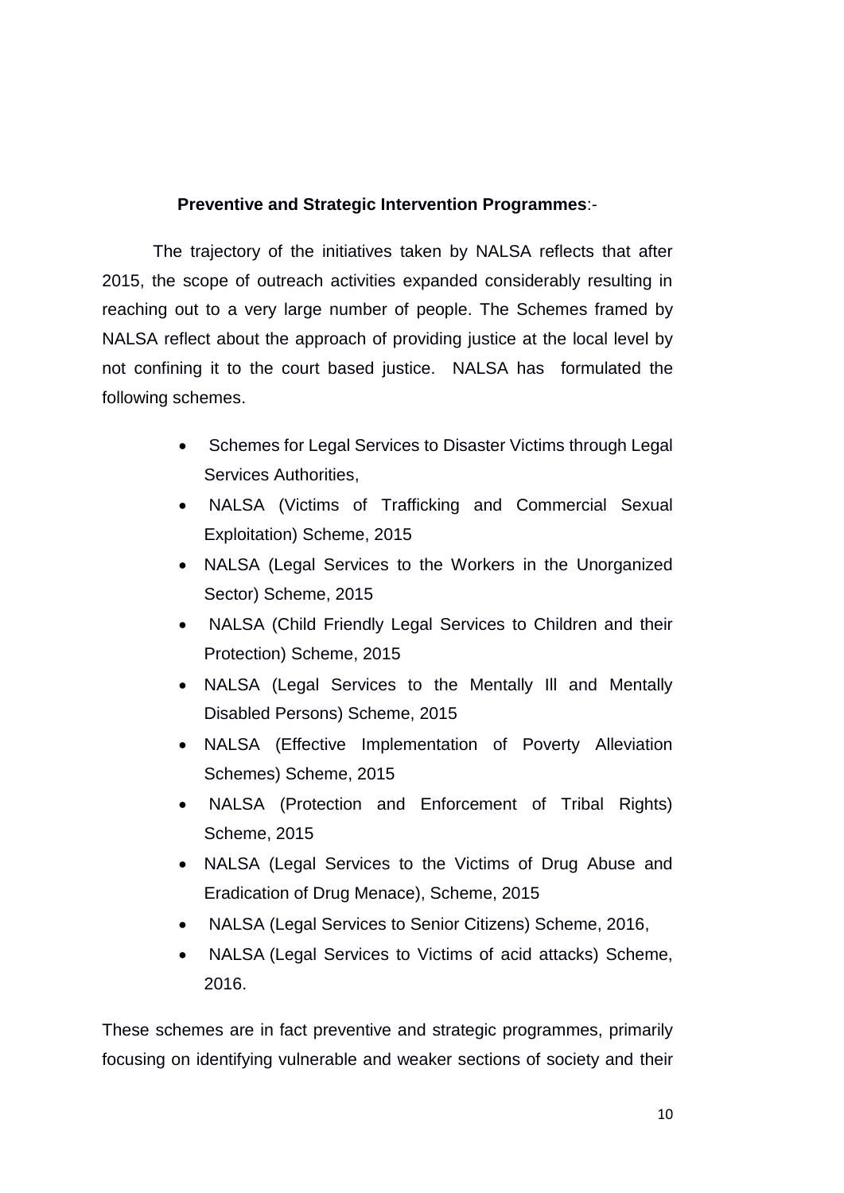**Preventive and Strategic Intervention Programmes**:-

The trajectory of the initiatives taken by NALSA reflects that after 2015, the scope of outreach activities expanded considerably resulting in reaching out to a very large number of people. The Schemes framed by NALSA reflect about the approach of providing justice at the local level by not confining it to the court based justice. NALSA has formulated the following schemes.

- Schemes for Legal Services to Disaster Victims through Legal Services Authorities,
- NALSA (Victims of Trafficking and Commercial Sexual Exploitation) Scheme, 2015
- NALSA (Legal Services to the Workers in the Unorganized Sector) Scheme, 2015
- NALSA (Child Friendly Legal Services to Children and their Protection) Scheme, 2015
- NALSA (Legal Services to the Mentally Ill and Mentally Disabled Persons) Scheme, 2015
- NALSA (Effective Implementation of Poverty Alleviation Schemes) Scheme, 2015
- NALSA (Protection and Enforcement of Tribal Rights) Scheme, 2015
- NALSA (Legal Services to the Victims of Drug Abuse and Eradication of Drug Menace), Scheme, 2015
- NALSA (Legal Services to Senior Citizens) Scheme, 2016,
- NALSA (Legal Services to Victims of acid attacks) Scheme, 2016.

These schemes are in fact preventive and strategic programmes, primarily focusing on identifying vulnerable and weaker sections of society and their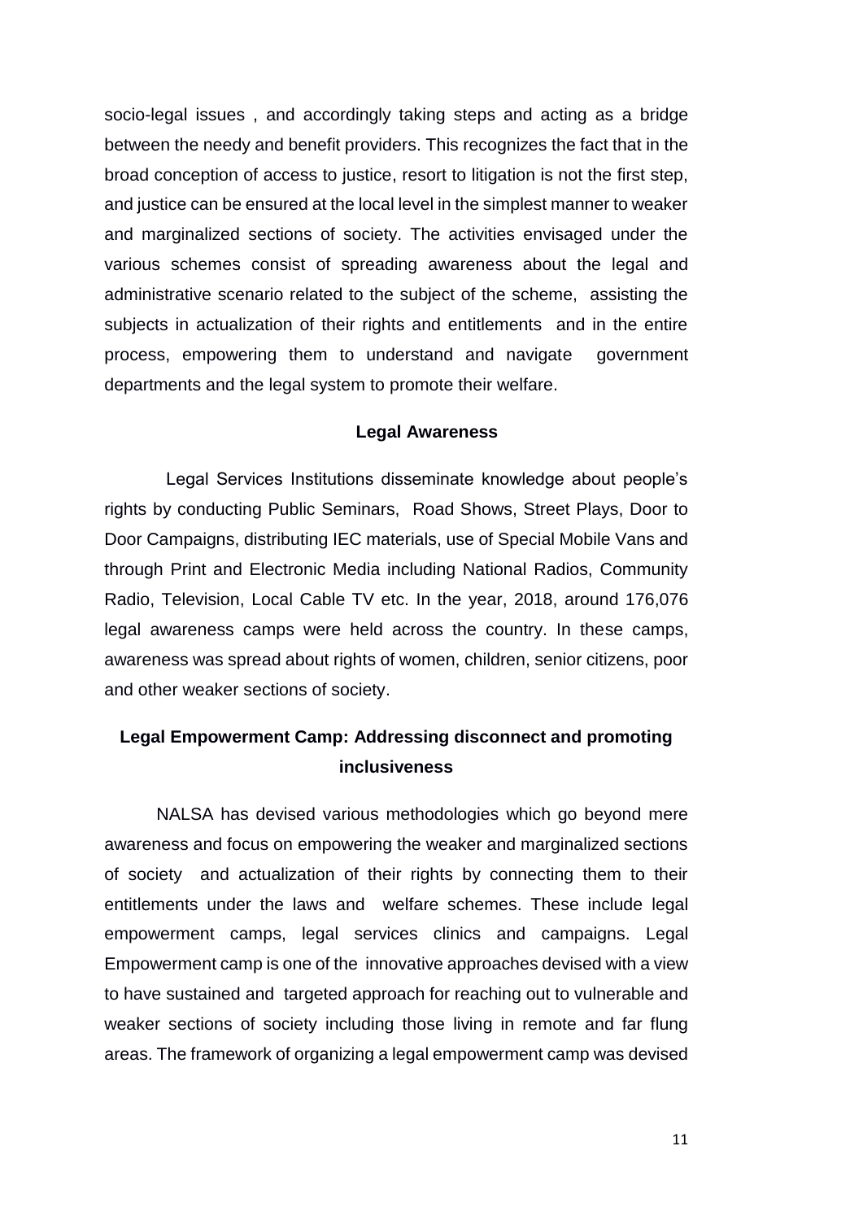socio-legal issues , and accordingly taking steps and acting as a bridge between the needy and benefit providers. This recognizes the fact that in the broad conception of access to justice, resort to litigation is not the first step, and justice can be ensured at the local level in the simplest manner to weaker and marginalized sections of society. The activities envisaged under the various schemes consist of spreading awareness about the legal and administrative scenario related to the subject of the scheme, assisting the subjects in actualization of their rights and entitlements and in the entire process, empowering them to understand and navigate government departments and the legal system to promote their welfare.

### Legal Awareness

Legal Services Institutions disseminate knowledge about people's rights by conducting Public Seminars, Road Shows, Street Plays, Door to Door Campaigns, distributing IEC materials, use of Special Mobile Vans and through Print and Electronic Media including National Radios, Community Radio, Television, Local Cable TV etc. In the year, 2018, around 176,076 legal awareness camps were held across the country. In these camps, awareness was spread about rights of women, children, senior citizens, poor and other weaker sections of society.

### Legal Empowerment Camp: Addressing disconnect and promoting inclusiveness

NALSA has devised various methodologies which go beyond mere awareness and focus on empowering the weaker and marginalized sections of society and actualization of their rights by connecting them to their entitlements under the laws and welfare schemes. These include legal empowerment camps, legal services clinics and campaigns. Legal Empowerment camp is one of the innovative approaches devised with a view to have sustained and targeted approach for reaching out to vulnerable and weaker sections of society including those living in remote and far flung areas. The framework of organizing a legal empowerment camp was devised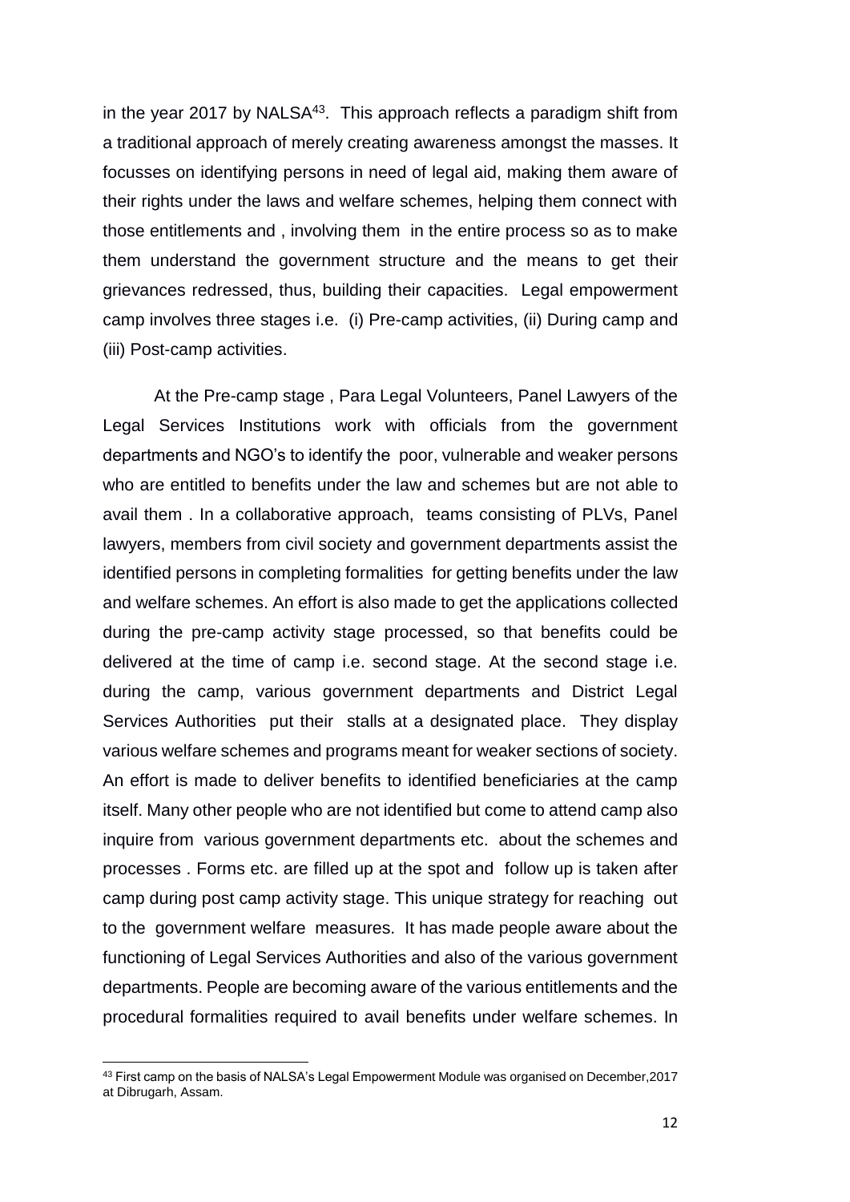in the year 2017 by NALSA[43]. This approach reflects a paradigm shift from a traditional approach of merely creating awareness amongst the masses. It focusses on identifying persons in need of legal aid, making them aware of their rights under the laws and welfare schemes, helping them connect with those entitlements and , involving them in the entire process so as to make them understand the government structure and the means to get their grievances redressed, thus, building their capacities. Legal empowerment camp involves three stages i.e. (i) Pre-camp activities, (ii) During camp and (iii) Post-camp activities.

At the Pre-camp stage , Para Legal Volunteers, Panel Lawyers of the Legal Services Institutions work with officials from the government departments and NGO's to identify the poor, vulnerable and weaker persons who are entitled to benefits under the law and schemes but are not able to avail them . In a collaborative approach, teams consisting of PLVs, Panel lawyers, members from civil society and government departments assist the identified persons in completing formalities for getting benefits under the law and welfare schemes. An effort is also made to get the applications collected during the pre-camp activity stage processed, so that benefits could be delivered at the time of camp i.e. second stage. At the second stage i.e. during the camp, various government departments and District Legal Services Authorities put their stalls at a designated place. They display various welfare schemes and programs meant for weaker sections of society. An effort is made to deliver benefits to identified beneficiaries at the camp itself. Many other people who are not identified but come to attend camp also inquire from various government departments etc. about the schemes and processes . Forms etc. are filled up at the spot and follow up is taken after camp during post camp activity stage. This unique strategy for reaching out to the government welfare measures. It has made people aware about the functioning of Legal Services Authorities and also of the various government departments. People are becoming aware of the various entitlements and the procedural formalities required to avail benefits under welfare schemes. In

---

[43] First camp on the basis of NALSA's Legal Empowerment Module was organised on December,2017 at Dibrugarh, Assam.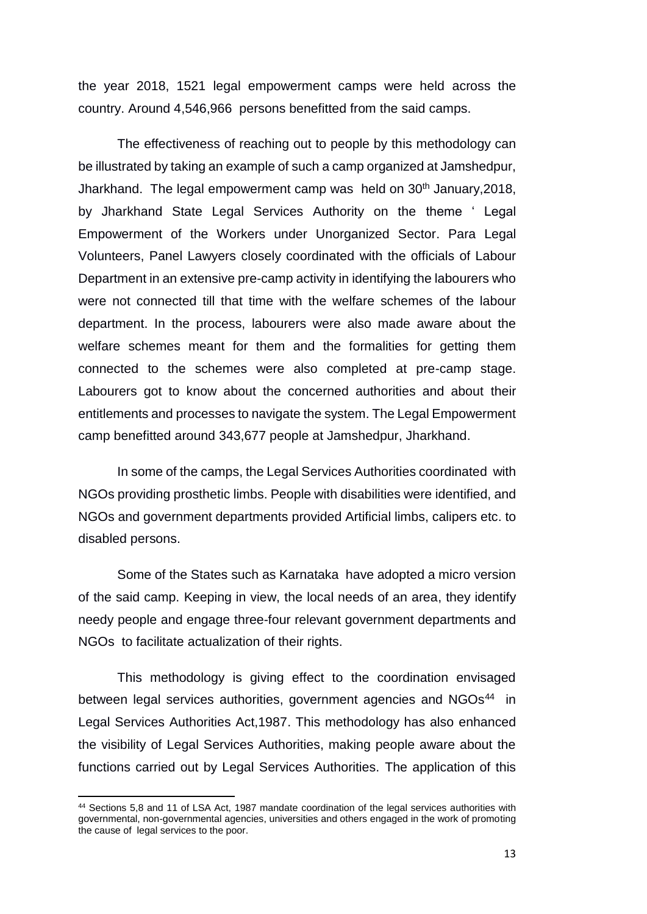the year 2018, 1521 legal empowerment camps were held across the country. Around 4,546,966 persons benefitted from the said camps.

The effectiveness of reaching out to people by this methodology can be illustrated by taking an example of such a camp organized at Jamshedpur, Jharkhand. The legal empowerment camp was held on 30th January,2018, by Jharkhand State Legal Services Authority on the theme ' Legal Empowerment of the Workers under Unorganized Sector. Para Legal Volunteers, Panel Lawyers closely coordinated with the officials of Labour Department in an extensive pre-camp activity in identifying the labourers who were not connected till that time with the welfare schemes of the labour department. In the process, labourers were also made aware about the welfare schemes meant for them and the formalities for getting them connected to the schemes were also completed at pre-camp stage. Labourers got to know about the concerned authorities and about their entitlements and processes to navigate the system. The Legal Empowerment camp benefitted around 343,677 people at Jamshedpur, Jharkhand.

In some of the camps, the Legal Services Authorities coordinated with NGOs providing prosthetic limbs. People with disabilities were identified, and NGOs and government departments provided Artificial limbs, calipers etc. to disabled persons.

Some of the States such as Karnataka have adopted a micro version of the said camp. Keeping in view, the local needs of an area, they identify needy people and engage three-four relevant government departments and NGOs to facilitate actualization of their rights.

This methodology is giving effect to the coordination envisaged between legal services authorities, government agencies and NGOs[44] in Legal Services Authorities Act,1987. This methodology has also enhanced the visibility of Legal Services Authorities, making people aware about the functions carried out by Legal Services Authorities. The application of this

[44] Sections 5,8 and 11 of LSA Act, 1987 mandate coordination of the legal services authorities with governmental, non-governmental agencies, universities and others engaged in the work of promoting the cause of legal services to the poor.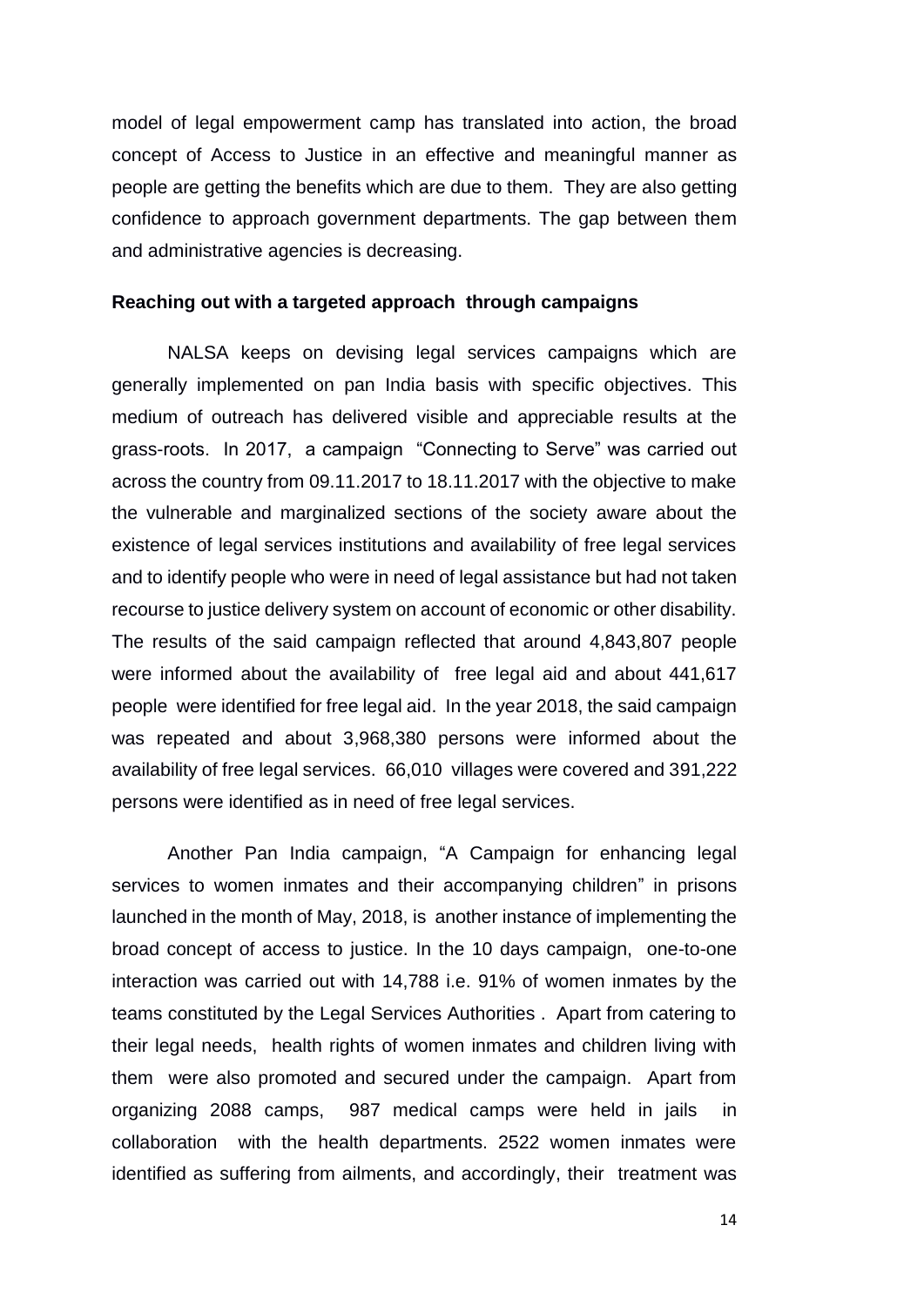model of legal empowerment camp has translated into action, the broad concept of Access to Justice in an effective and meaningful manner as people are getting the benefits which are due to them. They are also getting confidence to approach government departments. The gap between them and administrative agencies is decreasing.

**Reaching out with a targeted approach through campaigns**

NALSA keeps on devising legal services campaigns which are generally implemented on pan India basis with specific objectives. This medium of outreach has delivered visible and appreciable results at the grass-roots. In 2017, a campaign "Connecting to Serve" was carried out across the country from 09.11.2017 to 18.11.2017 with the objective to make the vulnerable and marginalized sections of the society aware about the existence of legal services institutions and availability of free legal services and to identify people who were in need of legal assistance but had not taken recourse to justice delivery system on account of economic or other disability. The results of the said campaign reflected that around 4,843,807 people were informed about the availability of free legal aid and about 441,617 people were identified for free legal aid. In the year 2018, the said campaign was repeated and about 3,968,380 persons were informed about the availability of free legal services. 66,010 villages were covered and 391,222 persons were identified as in need of free legal services.

Another Pan India campaign, "A Campaign for enhancing legal services to women inmates and their accompanying children" in prisons launched in the month of May, 2018, is another instance of implementing the broad concept of access to justice. In the 10 days campaign, one-to-one interaction was carried out with 14,788 i.e. 91% of women inmates by the teams constituted by the Legal Services Authorities . Apart from catering to their legal needs, health rights of women inmates and children living with them were also promoted and secured under the campaign. Apart from organizing 2088 camps, 987 medical camps were held in jails in collaboration with the health departments. 2522 women inmates were identified as suffering from ailments, and accordingly, their treatment was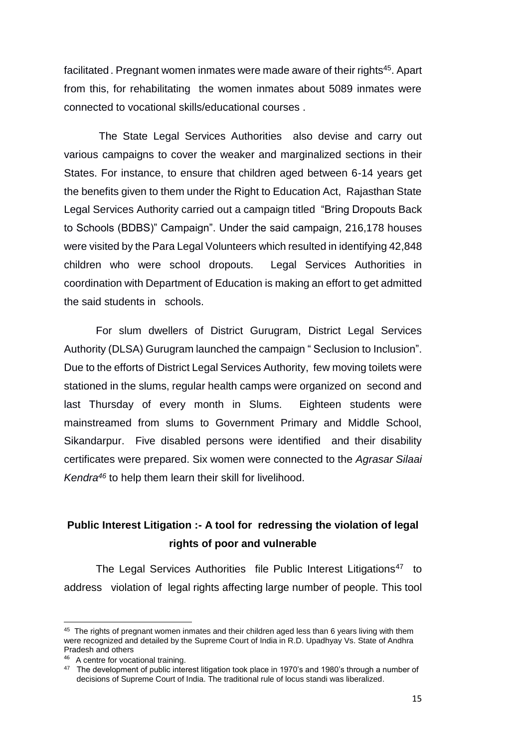facilitated . Pregnant women inmates were made aware of their rights[45]. Apart from this, for rehabilitating the women inmates about 5089 inmates were connected to vocational skills/educational courses .

The State Legal Services Authorities also devise and carry out various campaigns to cover the weaker and marginalized sections in their States. For instance, to ensure that children aged between 6-14 years get the benefits given to them under the Right to Education Act, Rajasthan State Legal Services Authority carried out a campaign titled "Bring Dropouts Back to Schools (BDBS)" Campaign". Under the said campaign, 216,178 houses were visited by the Para Legal Volunteers which resulted in identifying 42,848 children who were school dropouts. Legal Services Authorities in coordination with Department of Education is making an effort to get admitted the said students in schools.

For slum dwellers of District Gurugram, District Legal Services Authority (DLSA) Gurugram launched the campaign " Seclusion to Inclusion". Due to the efforts of District Legal Services Authority, few moving toilets were stationed in the slums, regular health camps were organized on second and last Thursday of every month in Slums. Eighteen students were mainstreamed from slums to Government Primary and Middle School, Sikandarpur. Five disabled persons were identified and their disability certificates were prepared. Six women were connected to the *Agrasar Silaai Kendra*[46] to help them learn their skill for livelihood.

## Public Interest Litigation :- A tool for redressing the violation of legal rights of poor and vulnerable

The Legal Services Authorities file Public Interest Litigations[47] to address violation of legal rights affecting large number of people. This tool

---

[45] The rights of pregnant women inmates and their children aged less than 6 years living with them were recognized and detailed by the Supreme Court of India in R.D. Upadhyay Vs. State of Andhra Pradesh and others

[46] A centre for vocational training.

[47] The development of public interest litigation took place in 1970's and 1980's through a number of decisions of Supreme Court of India. The traditional rule of locus standi was liberalized.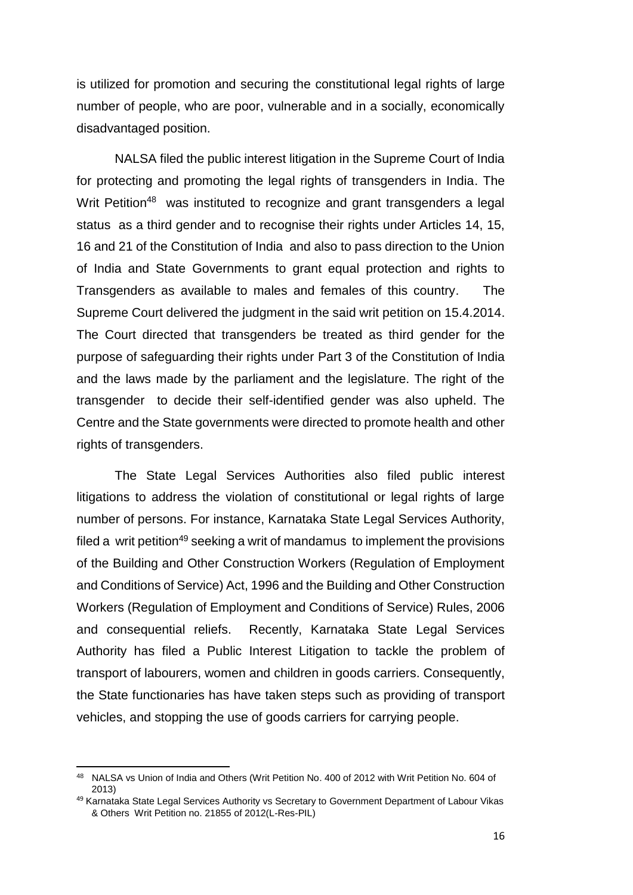is utilized for promotion and securing the constitutional legal rights of large number of people, who are poor, vulnerable and in a socially, economically disadvantaged position.

NALSA filed the public interest litigation in the Supreme Court of India for protecting and promoting the legal rights of transgenders in India. The Writ Petition[48] was instituted to recognize and grant transgenders a legal status as a third gender and to recognise their rights under Articles 14, 15, 16 and 21 of the Constitution of India and also to pass direction to the Union of India and State Governments to grant equal protection and rights to Transgenders as available to males and females of this country. The Supreme Court delivered the judgment in the said writ petition on 15.4.2014. The Court directed that transgenders be treated as third gender for the purpose of safeguarding their rights under Part 3 of the Constitution of India and the laws made by the parliament and the legislature. The right of the transgender to decide their self-identified gender was also upheld. The Centre and the State governments were directed to promote health and other rights of transgenders.

The State Legal Services Authorities also filed public interest litigations to address the violation of constitutional or legal rights of large number of persons. For instance, Karnataka State Legal Services Authority, filed a writ petition[49] seeking a writ of mandamus to implement the provisions of the Building and Other Construction Workers (Regulation of Employment and Conditions of Service) Act, 1996 and the Building and Other Construction Workers (Regulation of Employment and Conditions of Service) Rules, 2006 and consequential reliefs. Recently, Karnataka State Legal Services Authority has filed a Public Interest Litigation to tackle the problem of transport of labourers, women and children in goods carriers. Consequently, the State functionaries has have taken steps such as providing of transport vehicles, and stopping the use of goods carriers for carrying people.

---

[48] NALSA vs Union of India and Others (Writ Petition No. 400 of 2012 with Writ Petition No. 604 of 2013)

[49] Karnataka State Legal Services Authority vs Secretary to Government Department of Labour Vikas & Others Writ Petition no. 21855 of 2012(L-Res-PIL)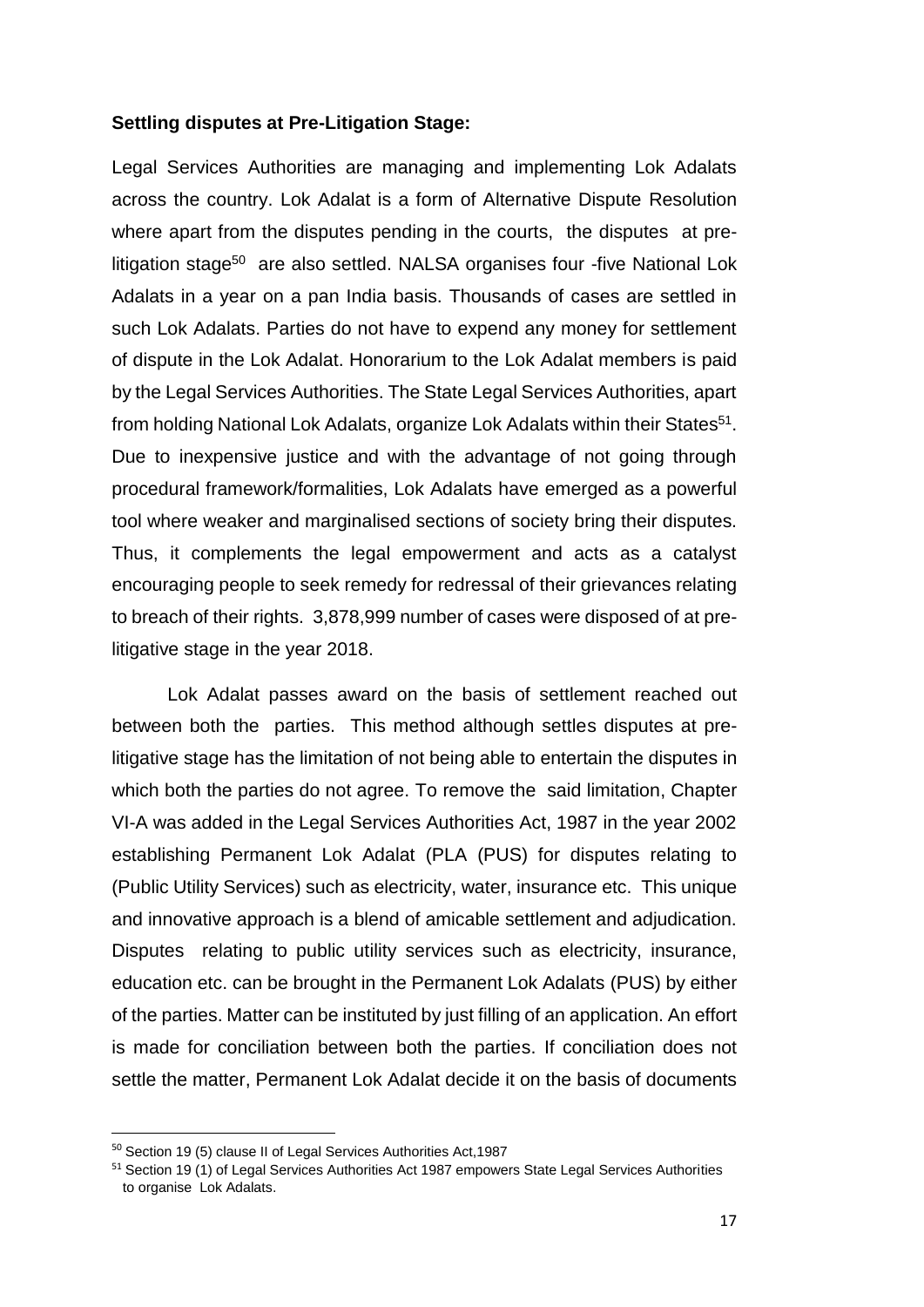**Settling disputes at Pre-Litigation Stage:**

Legal Services Authorities are managing and implementing Lok Adalats across the country. Lok Adalat is a form of Alternative Dispute Resolution where apart from the disputes pending in the courts, the disputes at pre-litigation stage[50] are also settled. NALSA organises four -five National Lok Adalats in a year on a pan India basis. Thousands of cases are settled in such Lok Adalats. Parties do not have to expend any money for settlement of dispute in the Lok Adalat. Honorarium to the Lok Adalat members is paid by the Legal Services Authorities. The State Legal Services Authorities, apart from holding National Lok Adalats, organize Lok Adalats within their States[51]. Due to inexpensive justice and with the advantage of not going through procedural framework/formalities, Lok Adalats have emerged as a powerful tool where weaker and marginalised sections of society bring their disputes. Thus, it complements the legal empowerment and acts as a catalyst encouraging people to seek remedy for redressal of their grievances relating to breach of their rights. 3,878,999 number of cases were disposed of at pre-litigative stage in the year 2018.

Lok Adalat passes award on the basis of settlement reached out between both the parties. This method although settles disputes at pre-litigative stage has the limitation of not being able to entertain the disputes in which both the parties do not agree. To remove the said limitation, Chapter VI-A was added in the Legal Services Authorities Act, 1987 in the year 2002 establishing Permanent Lok Adalat (PLA (PUS) for disputes relating to (Public Utility Services) such as electricity, water, insurance etc. This unique and innovative approach is a blend of amicable settlement and adjudication. Disputes relating to public utility services such as electricity, insurance, education etc. can be brought in the Permanent Lok Adalats (PUS) by either of the parties. Matter can be instituted by just filling of an application. An effort is made for conciliation between both the parties. If conciliation does not settle the matter, Permanent Lok Adalat decide it on the basis of documents

---

[50] Section 19 (5) clause II of Legal Services Authorities Act,1987

[51] Section 19 (1) of Legal Services Authorities Act 1987 empowers State Legal Services Authorities to organise Lok Adalats.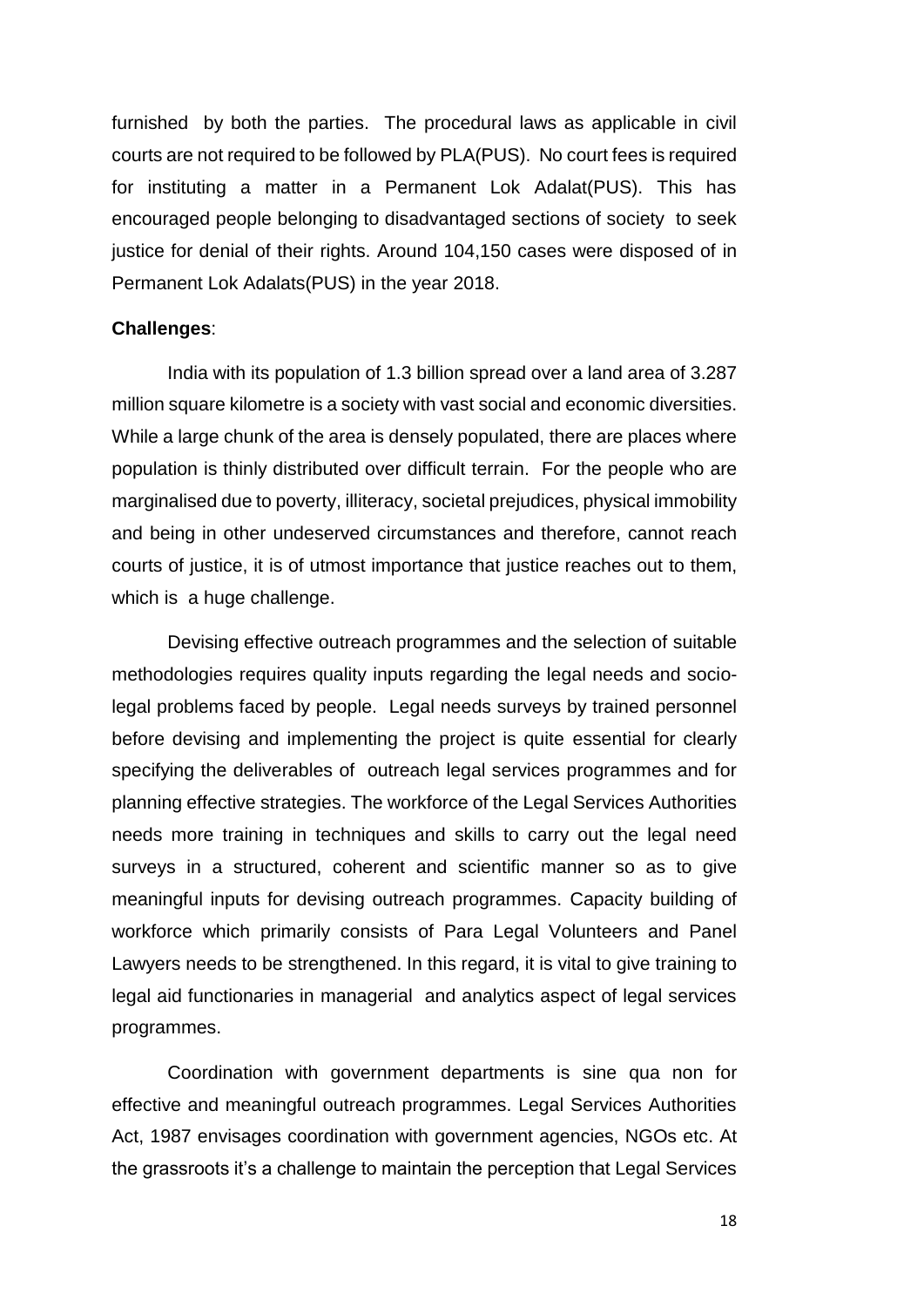furnished by both the parties. The procedural laws as applicable in civil courts are not required to be followed by PLA(PUS). No court fees is required for instituting a matter in a Permanent Lok Adalat(PUS). This has encouraged people belonging to disadvantaged sections of society to seek justice for denial of their rights. Around 104,150 cases were disposed of in Permanent Lok Adalats(PUS) in the year 2018.

**Challenges**:

India with its population of 1.3 billion spread over a land area of 3.287 million square kilometre is a society with vast social and economic diversities. While a large chunk of the area is densely populated, there are places where population is thinly distributed over difficult terrain. For the people who are marginalised due to poverty, illiteracy, societal prejudices, physical immobility and being in other undeserved circumstances and therefore, cannot reach courts of justice, it is of utmost importance that justice reaches out to them, which is a huge challenge.

Devising effective outreach programmes and the selection of suitable methodologies requires quality inputs regarding the legal needs and socio-legal problems faced by people. Legal needs surveys by trained personnel before devising and implementing the project is quite essential for clearly specifying the deliverables of outreach legal services programmes and for planning effective strategies. The workforce of the Legal Services Authorities needs more training in techniques and skills to carry out the legal need surveys in a structured, coherent and scientific manner so as to give meaningful inputs for devising outreach programmes. Capacity building of workforce which primarily consists of Para Legal Volunteers and Panel Lawyers needs to be strengthened. In this regard, it is vital to give training to legal aid functionaries in managerial and analytics aspect of legal services programmes.

Coordination with government departments is sine qua non for effective and meaningful outreach programmes. Legal Services Authorities Act, 1987 envisages coordination with government agencies, NGOs etc. At the grassroots it's a challenge to maintain the perception that Legal Services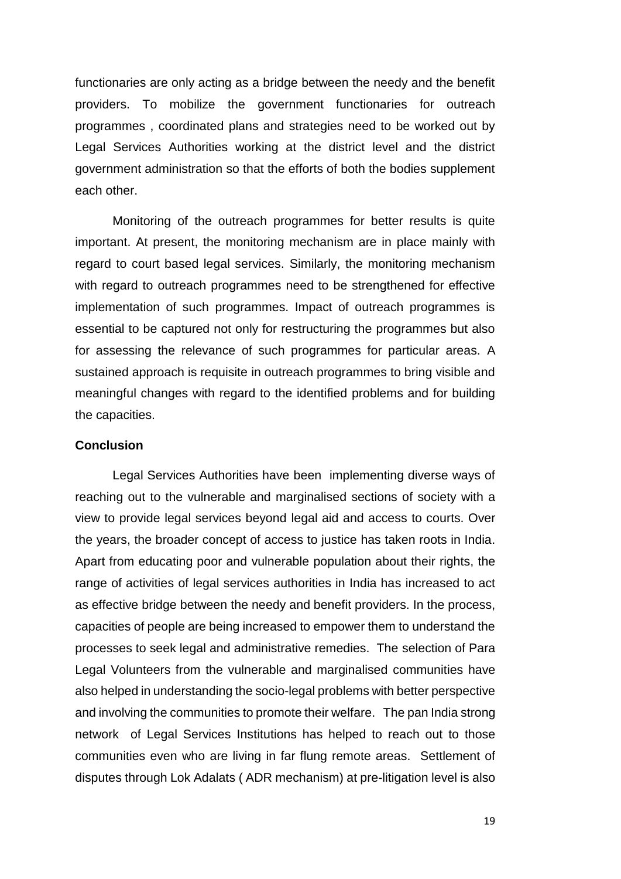functionaries are only acting as a bridge between the needy and the benefit providers. To mobilize the government functionaries for outreach programmes , coordinated plans and strategies need to be worked out by Legal Services Authorities working at the district level and the district government administration so that the efforts of both the bodies supplement each other.

Monitoring of the outreach programmes for better results is quite important. At present, the monitoring mechanism are in place mainly with regard to court based legal services. Similarly, the monitoring mechanism with regard to outreach programmes need to be strengthened for effective implementation of such programmes. Impact of outreach programmes is essential to be captured not only for restructuring the programmes but also for assessing the relevance of such programmes for particular areas. A sustained approach is requisite in outreach programmes to bring visible and meaningful changes with regard to the identified problems and for building the capacities.

**Conclusion**

Legal Services Authorities have been implementing diverse ways of reaching out to the vulnerable and marginalised sections of society with a view to provide legal services beyond legal aid and access to courts. Over the years, the broader concept of access to justice has taken roots in India. Apart from educating poor and vulnerable population about their rights, the range of activities of legal services authorities in India has increased to act as effective bridge between the needy and benefit providers. In the process, capacities of people are being increased to empower them to understand the processes to seek legal and administrative remedies. The selection of Para Legal Volunteers from the vulnerable and marginalised communities have also helped in understanding the socio-legal problems with better perspective and involving the communities to promote their welfare. The pan India strong network of Legal Services Institutions has helped to reach out to those communities even who are living in far flung remote areas. Settlement of disputes through Lok Adalats ( ADR mechanism) at pre-litigation level is also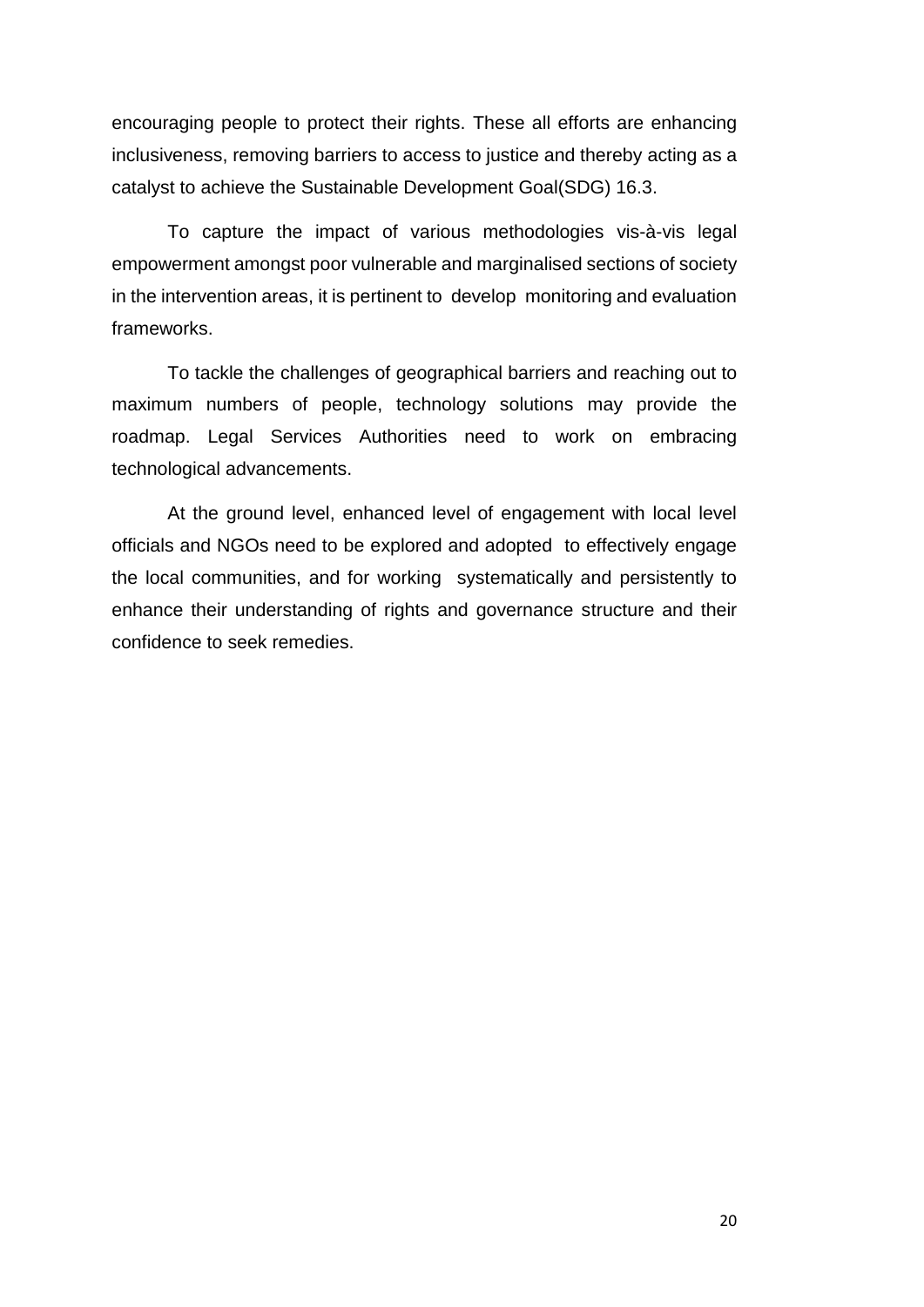encouraging people to protect their rights. These all efforts are enhancing inclusiveness, removing barriers to access to justice and thereby acting as a catalyst to achieve the Sustainable Development Goal(SDG) 16.3.

To capture the impact of various methodologies vis-à-vis legal empowerment amongst poor vulnerable and marginalised sections of society in the intervention areas, it is pertinent to develop monitoring and evaluation frameworks.

To tackle the challenges of geographical barriers and reaching out to maximum numbers of people, technology solutions may provide the roadmap. Legal Services Authorities need to work on embracing technological advancements.

At the ground level, enhanced level of engagement with local level officials and NGOs need to be explored and adopted to effectively engage the local communities, and for working systematically and persistently to enhance their understanding of rights and governance structure and their confidence to seek remedies.